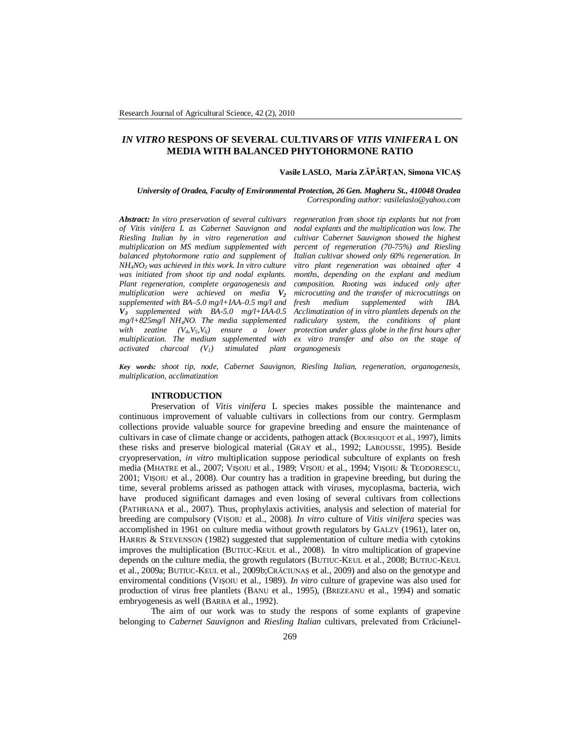# *IN VITRO* RESPONS OF SEVERAL CULTIVARS OF *VITIS VINIFERA* L ON MEDIA WITH BALANCED PHYTOHORMONE RATIO

**Vasile LASLO, Maria ZĂPÂRȚAN, Simona VICAȘ**

***University of Oradea, Faculty of Environmental Protection, 26 Gen. Magheru St., 410048 Oradea***
*Corresponding author: vasilelaslo@yahoo.com*

***Abstract:*** *In vitro preservation of several cultivars of Vitis vinifera L as Cabernet Sauvignon and Riesling Italian by in vitro regeneration and multiplication on MS medium supplemented with balanced phytohormone ratio and supplement of $NH_4NO_3$ was achieved in this work. In vitro culture was initiated from shoot tip and nodal explants. Plant regeneration, complete organogenesis and multiplication were achieved on media **$V_2$** supplemented with BA–5.0 mg/l+IAA–0.5 mg/l and **$V_3$** supplemented with BA-5.0 mg/l+IAA-0.5 mg/l+825mg/l $NH_4NO$. The media supplemented with zeatine ($V_4$,$V_5$,$V_6$) ensure a lower multiplication. The medium supplemented with activated charcoal ($V_1$) stimulated plant regeneration from shoot tip explants but not from nodal explants and the multiplication was low. The cultivar Cabernet Sauvignon showed the highest percent of regeneration (70-75%) and Riesling Italian cultivar showed only 60% regeneration. In vitro plant regeneration was obtained after 4 months, depending on the explant and medium composition. Rooting was induced only after microcutting and the transfer of microcuttings on fresh medium supplemented with IBA. Acclimatization of in vitro plantlets depends on the radiculary system, the conditions of plant protection under glass globe in the first hours after ex vitro transfer and also on the stage of organogenesis*

***Key words:*** *shoot tip, node, Cabernet Sauvignon, Riesling Italian, regeneration, organogenesis, multiplication, acclimatization*

## INTRODUCTION

Preservation of *Vitis vinifera* L species makes possible the maintenance and continuous improvement of valuable cultivars in collections from our contry. Germplasm collections provide valuable source for grapevine breeding and ensure the maintenance of cultivars in case of climate change or accidents, pathogen attack (BOURSIQUOT et al., 1997), limits these risks and preserve biological material (GRAY et al., 1992; LAROUSSE, 1995). Beside cryopreservation, *in vitro* multiplication suppose periodical subculture of explants on fresh media (MHATRE et al., 2007; VIȘOIU et al., 1989; VIȘOIU et al., 1994; VIȘOIU & TEODORESCU, 2001; VIȘOIU et al., 2008). Our country has a tradition in grapevine breeding, but during the time, several problems arissed as pathogen attack with viruses, mycoplasma, bacteria, wich have produced significant damages and even losing of several cultivars from collections (PATHRIANA et al., 2007). Thus, prophylaxis activities, analysis and selection of material for breeding are compulsory (VIȘOIU et al., 2008). *In vitro* culture of *Vitis vinifera* species was accomplished in 1961 on culture media without growth regulators by GALZY (1961), later on, HARRIS & STEVENSON (1982) suggested that supplementation of culture media with cytokins improves the multiplication (BUTIUC-KEUL et al., 2008). In vitro multiplication of grapevine depends on the culture media, the growth regulators (BUTIUC-KEUL et al., 2008; BUTIUC-KEUL et al., 2009a; BUTIUC-KEUL et al., 2009b;CRĂCIUNAȘ et al., 2009) and also on the genotype and enviromental conditions (VIȘOIU et al., 1989). *In vitro* culture of grapevine was also used for production of virus free plantlets (BANU et al., 1995), (BREZEANU et al., 1994) and somatic embryogenesis as well (BARBA et al., 1992).

The aim of our work was to study the respons of some explants of grapevine belonging to *Cabernet Sauvignon* and *Riesling Italian* cultivars, prelevated from Crăciunel-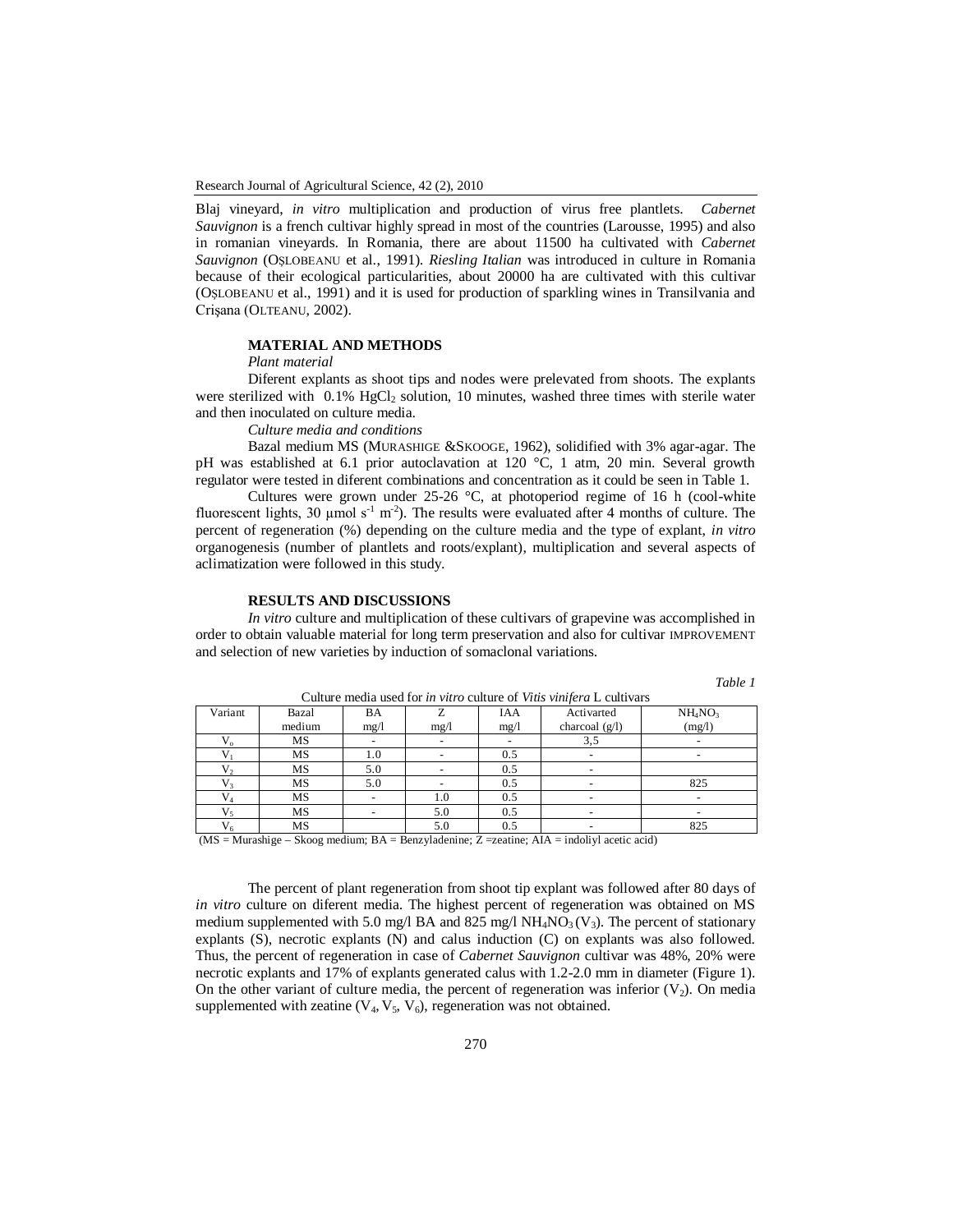Blaj vineyard, *in vitro* multiplication and production of virus free plantlets. *Cabernet Sauvignon* is a french cultivar highly spread in most of the countries (Larousse, 1995) and also in romanian vineyards. In Romania, there are about 11500 ha cultivated with *Cabernet Sauvignon* (OŞLOBEANU et al., 1991). *Riesling Italian* was introduced in culture in Romania because of their ecological particularities, about 20000 ha are cultivated with this cultivar (OŞLOBEANU et al., 1991) and it is used for production of sparkling wines in Transilvania and Crişana (OLTEANU, 2002).

## MATERIAL AND METHODS

*Plant material*

Diferent explants as shoot tips and nodes were prelevated from shoots. The explants were sterilized with 0.1% $HgCl_2$ solution, 10 minutes, washed three times with sterile water and then inoculated on culture media.

*Culture media and conditions*

Bazal medium MS (MURASHIGE &SKOOGE, 1962), solidified with 3% agar-agar. The pH was established at 6.1 prior autoclavation at 120 °C, 1 atm, 20 min. Several growth regulator were tested in diferent combinations and concentration as it could be seen in Table 1.

Cultures were grown under 25-26 °C, at photoperiod regime of 16 h (cool-white fluorescent lights, 30 µmol $s^{-1}$ $m^{-2}$). The results were evaluated after 4 months of culture. The percent of regeneration (%) depending on the culture media and the type of explant, *in vitro* organogenesis (number of plantlets and roots/explant), multiplication and several aspects of aclimatization were followed in this study.

## RESULTS AND DISCUSSIONS

*In vitro* culture and multiplication of these cultivars of grapevine was accomplished in order to obtain valuable material for long term preservation and also for cultivar IMPROVEMENT and selection of new varieties by induction of somaclonal variations.

*Table 1*

Culture media used for *in vitro* culture of *Vitis vinifera* L cultivars

| Variant | Bazal medium | BA mg/l | Z mg/l | IAA mg/l | Activarted charcoal (g/l) | $NH_4NO_3$ (mg/l) |
|---|---|---|---|---|---|---|
| $V_o$ | MS | - | - | - | 3,5 | - |
| $V_1$ | MS | 1.0 | - | 0.5 | - | - |
| $V_2$ | MS | 5.0 | - | 0.5 | - | |
| $V_3$ | MS | 5.0 | - | 0.5 | - | 825 |
| $V_4$ | MS | - | 1.0 | 0.5 | - | - |
| $V_5$ | MS | - | 5.0 | 0.5 | - | - |
| $V_6$ | MS | | 5.0 | 0.5 | - | 825 |

(MS = Murashige – Skoog medium; BA = Benzyladenine; Z =zeatine; AIA = indoliyl acetic acid)

The percent of plant regeneration from shoot tip explant was followed after 80 days of *in vitro* culture on diferent media. The highest percent of regeneration was obtained on MS medium supplemented with 5.0 mg/l BA and 825 mg/l $NH_4NO_3$ ($V_3$). The percent of stationary explants (S), necrotic explants (N) and calus induction (C) on explants was also followed. Thus, the percent of regeneration in case of *Cabernet Sauvignon* cultivar was 48%, 20% were necrotic explants and 17% of explants generated calus with 1.2-2.0 mm in diameter (Figure 1). On the other variant of culture media, the percent of regeneration was inferior ($V_2$). On media supplemented with zeatine ($V_4$, $V_5$, $V_6$), regeneration was not obtained.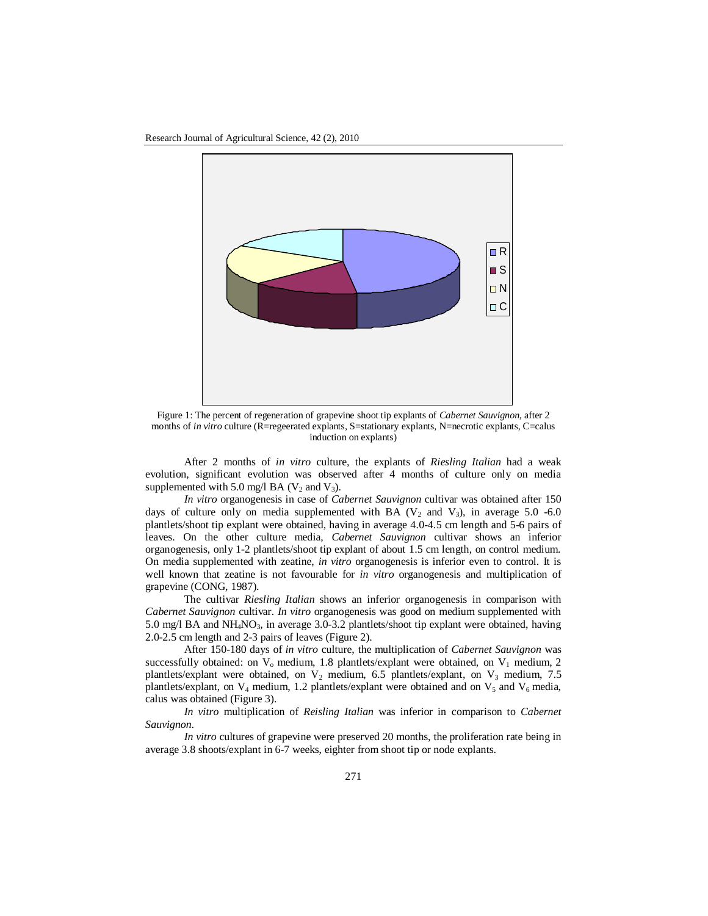Figure 1: The percent of regeneration of grapevine shoot tip explants of *Cabernet Sauvignon*, after 2 months of *in vitro* culture (R=regeerated explants, S=stationary explants, N=necrotic explants, C=calus induction on explants)

After 2 months of *in vitro* culture, the explants of *Riesling Italian* had a weak evolution, significant evolution was observed after 4 months of culture only on media supplemented with 5.0 mg/l BA ($V_2$ and $V_3$).

*In vitro* organogenesis in case of *Cabernet Sauvignon* cultivar was obtained after 150 days of culture only on media supplemented with BA ($V_2$ and $V_3$), in average 5.0 -6.0 plantlets/shoot tip explant were obtained, having in average 4.0-4.5 cm length and 5-6 pairs of leaves. On the other culture media, *Cabernet Sauvignon* cultivar shows an inferior organogenesis, only 1-2 plantlets/shoot tip explant of about 1.5 cm length, on control medium. On media supplemented with zeatine, *in vitro* organogenesis is inferior even to control. It is well known that zeatine is not favourable for *in vitro* organogenesis and multiplication of grapevine (CONG, 1987).

The cultivar *Riesling Italian* shows an inferior organogenesis in comparison with *Cabernet Sauvignon* cultivar. *In vitro* organogenesis was good on medium supplemented with 5.0 mg/l BA and $NH_4NO_3$, in average 3.0-3.2 plantlets/shoot tip explant were obtained, having 2.0-2.5 cm length and 2-3 pairs of leaves (Figure 2).

After 150-180 days of *in vitro* culture, the multiplication of *Cabernet Sauvignon* was successfully obtained: on $V_o$ medium, 1.8 plantlets/explant were obtained, on $V_1$ medium, 2 plantlets/explant were obtained, on $V_2$ medium, 6.5 plantlets/explant, on $V_3$ medium, 7.5 plantlets/explant, on $V_4$ medium, 1.2 plantlets/explant were obtained and on $V_5$ and $V_6$ media, calus was obtained (Figure 3).

*In vitro* multiplication of *Reisling Italian* was inferior in comparison to *Cabernet Sauvignon*.

*In vitro* cultures of grapevine were preserved 20 months, the proliferation rate being in average 3.8 shoots/explant in 6-7 weeks, eighter from shoot tip or node explants.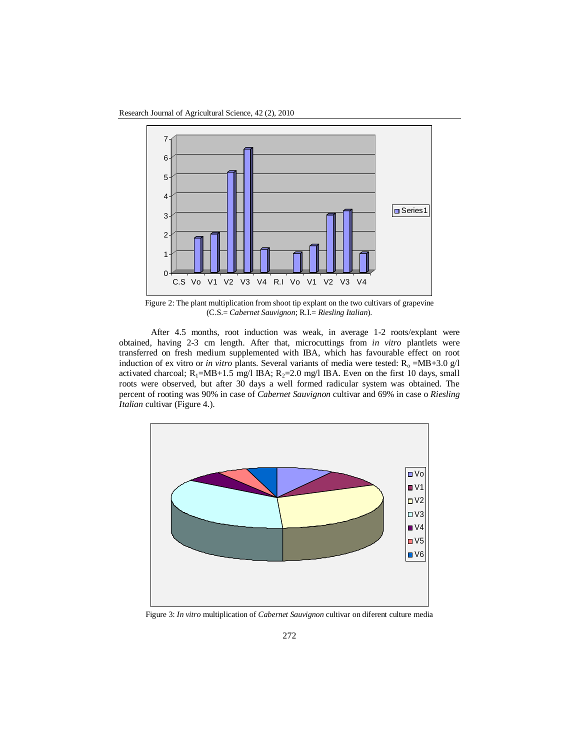Figure 2: The plant multiplication from shoot tip explant on the two cultivars of grapevine (C.S.= *Cabernet Sauvignon*; R.I.= *Riesling Italian*).

After 4.5 months, root induction was weak, in average 1-2 roots/explant were obtained, having 2-3 cm length. After that, microcuttings from *in vitro* plantlets were transferred on fresh medium supplemented with IBA, which has favourable effect on root induction of ex vitro or *in vitro* plants. Several variants of media were tested: $R_o$ =MB+3.0 g/l activated charcoal; $R_1$=MB+1.5 mg/l IBA; $R_2$=2.0 mg/l IBA. Even on the first 10 days, small roots were observed, but after 30 days a well formed radicular system was obtained. The percent of rooting was 90% in case of *Cabernet Sauvignon* cultivar and 69% in case o *Riesling Italian* cultivar (Figure 4.).

Figure 3: *In vitro* multiplication of *Cabernet Sauvignon* cultivar on diferent culture media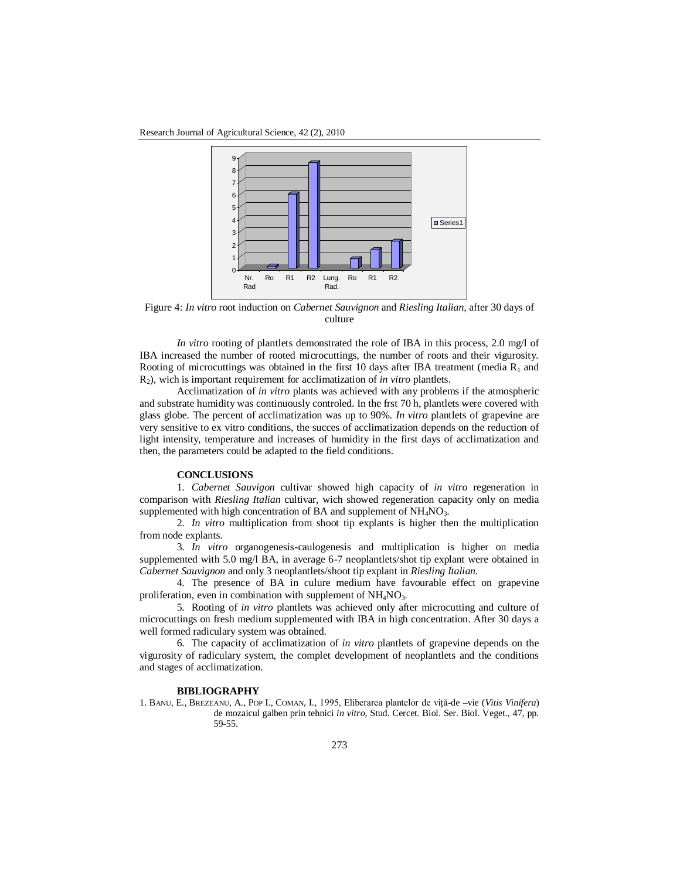Figure 4: *In vitro* root induction on *Cabernet Sauvignon* and *Riesling Italian*, after 30 days of culture

*In vitro* rooting of plantlets demonstrated the role of IBA in this process, 2.0 mg/l of IBA increased the number of rooted microcuttings, the number of roots and their vigurosity. Rooting of microcuttings was obtained in the first 10 days after IBA treatment (media $R_1$ and $R_2$), wich is important requirement for acclimatization of *in vitro* plantlets.

Acclimatization of *in vitro* plants was achieved with any problems if the atmospheric and substrate humidity was continuously controled. In the frst 70 h, plantlets were covered with glass globe. The percent of acclimatization was up to 90%. *In vitro* plantlets of grapevine are very sensitive to ex vitro conditions, the succes of acclimatization depends on the reduction of light intensity, temperature and increases of humidity in the first days of acclimatization and then, the parameters could be adapted to the field conditions.

## CONCLUSIONS

1. *Cabernet Sauvigon* cultivar showed high capacity of *in vitro* regeneration in comparison with *Riesling Italian* cultivar, wich showed regeneration capacity only on media supplemented with high concentration of BA and supplement of $NH_4NO_3$.

2. *In vitro* multiplication from shoot tip explants is higher then the multiplication from node explants.

3. *In vitro* organogenesis-caulogenesis and multiplication is higher on media supplemented with 5.0 mg/l BA, in average 6-7 neoplantlets/shot tip explant were obtained in *Cabernet Sauvignon* and only 3 neoplantlets/shoot tip explant in *Riesling Italian*.

4. The presence of BA in culure medium have favourable effect on grapevine proliferation, even in combination with supplement of $NH_4NO_3$.

5. Rooting of *in vitro* plantlets was achieved only after microcutting and culture of microcuttings on fresh medium supplemented with IBA in high concentration. After 30 days a well formed radiculary system was obtained.

6. The capacity of acclimatization of *in vitro* plantlets of grapevine depends on the vigurosity of radiculary system, the complet development of neoplantlets and the conditions and stages of acclimatization.

## BIBLIOGRAPHY

1. BANU, E., BREZEANU, A., POP I., COMAN, I., 1995, Eliberarea plantelor de viță-de –vie (*Vitis Vinifera*) de mozaicul galben prin tehnici *in vitro*, Stud. Cercet. Biol. Ser. Biol. Veget., 47, pp. 59-55.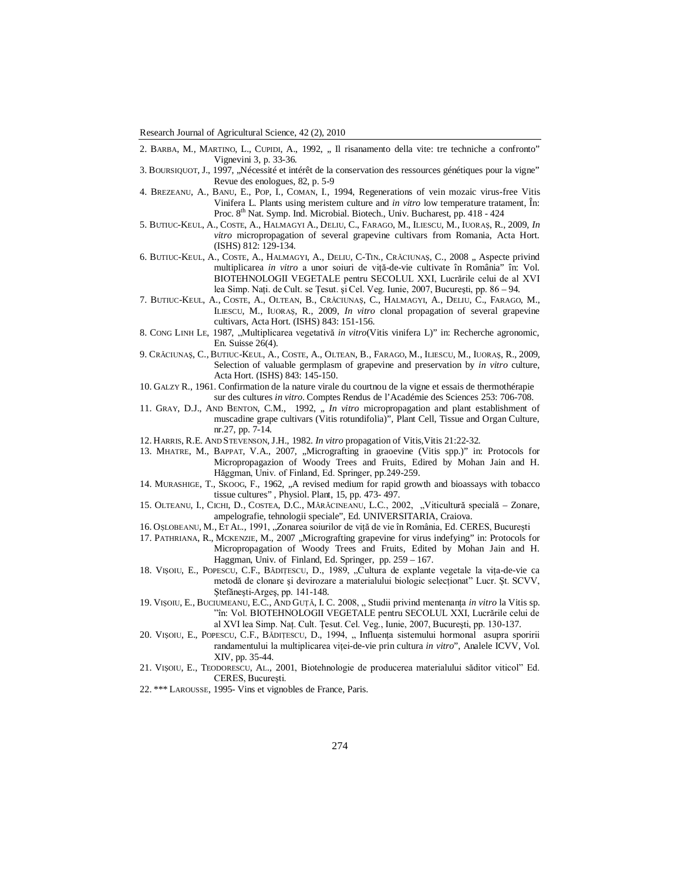2. BARBA, M., MARTINO, L., CUPIDI, A., 1992, „ Il risanamento della vite: tre techniche a confronto" Vignevini 3, p. 33-36.

3. BOURSIQUOT, J., 1997, „Nécessité et intérêt de la conservation des ressources génétiques pour la vigne" Revue des enologues, 82, p. 5-9

4. BREZEANU, A., BANU, E., POP, I., COMAN, I., 1994, Regenerations of vein mozaic virus-free Vitis Vinifera L. Plants using meristem culture and *in vitro* low temperature tratament, În: Proc. 8th Nat. Symp. Ind. Microbial. Biotech., Univ. Bucharest, pp. 418 - 424

5. BUTIUC-KEUL, A., COSTE, A., HALMAGYI A., DELIU, C., FARAGO, M., ILIESCU, M., IUORAȘ, R., 2009, *In vitro* micropropagation of several grapevine cultivars from Romania, Acta Hort. (ISHS) 812: 129-134.

6. BUTIUC-KEUL, A., COSTE, A., HALMAGYI, A., DELIU, C-TIN., CRĂCIUNAȘ, C., 2008 „ Aspecte privind multiplicarea *in vitro* a unor soiuri de viță-de-vie cultivate în România" în: Vol. BIOTEHNOLOGII VEGETALE pentru SECOLUL XXI, Lucrările celui de al XVI lea Simp. Nați. de Cult. se Țesut. şi Cel. Veg. Iunie, 2007, Bucureşti, pp. 86 – 94.

7. BUTIUC-KEUL, A., COSTE, A., OLTEAN, B., CRĂCIUNAȘ, C., HALMAGYI, A., DELIU, C., FARAGO, M., ILIESCU, M., IUORAȘ, R., 2009, *In vitro* clonal propagation of several grapevine cultivars, Acta Hort. (ISHS) 843: 151-156.

8. CONG LINH LE, 1987, „Multiplicarea vegetativă *in vitro*(Vitis vinifera L)" in: Recherche agronomic, En. Suisse 26(4).

9. CRĂCIUNAȘ, C., BUTIUC-KEUL, A., COSTE, A., OLTEAN, B., FARAGO, M., ILIESCU, M., IUORAȘ, R., 2009, Selection of valuable germplasm of grapevine and preservation by *in vitro* culture, Acta Hort. (ISHS) 843: 145-150.

10. GALZY R., 1961. Confirmation de la nature virale du courtnou de la vigne et essais de thermothérapie sur des cultures *in vitro*. Comptes Rendus de l'Académie des Sciences 253: 706-708.

11. GRAY, D.J., AND BENTON, C.M., 1992, „ *In vitro* micropropagation and plant establishment of muscadine grape cultivars (Vitis rotundifolia)", Plant Cell, Tissue and Organ Culture, nr.27, pp. 7-14.

12. HARRIS, R.E. AND STEVENSON, J.H., 1982. *In vitro* propagation of Vitis,Vitis 21:22-32.

13. MHATRE, M., BAPPAT, V.A., 2007, „Micrografting in graoevine (Vitis spp.)" in: Protocols for Micropropagazion of Woody Trees and Fruits, Edired by Mohan Jain and H. Häggman, Univ. of Finland, Ed. Springer, pp.249-259.

14. MURASHIGE, T., SKOOG, F., 1962, „A revised medium for rapid growth and bioassays with tobacco tissue cultures" , Physiol. Plant, 15, pp. 473- 497.

15. OLTEANU, I., CICHI, D., COSTEA, D.C., MĂRĂCINEANU, L.C., 2002, „Viticultură specială – Zonare, ampelografie, tehnologii speciale", Ed. UNIVERSITARIA, Craiova.

16. OȘLOBEANU, M., ET AL., 1991, „Zonarea soiurilor de viță de vie în România, Ed. CERES, Bucureşti

17. PATHRIANA, R., MCKENZIE, M., 2007 „Micrografting grapevine for virus indefying" in: Protocols for Micropropagation of Woody Trees and Fruits, Edited by Mohan Jain and H. Haggman, Univ. of Finland, Ed. Springer, pp. 259 – 167.

18. VIȘOIU, E., POPESCU, C.F., BĂDIȚESCU, D., 1989, „Cultura de explante vegetale la vița-de-vie ca metodă de clonare şi devirozare a materialului biologic selecționat" Lucr. Şt. SCVV, Ştefăneşti-Argeş, pp. 141-148.

19. VIȘOIU, E., BUCIUMEANU, E.C., AND GUȚĂ, I. C. 2008, „ Studii privind mentenanța *in vitro* la Vitis sp. "în: Vol. BIOTEHNOLOGII VEGETALE pentru SECOLUL XXI, Lucrările celui de al XVI lea Simp. Naț. Cult. Țesut. Cel. Veg., Iunie, 2007, Bucureşti, pp. 130-137.

20. VIȘOIU, E., POPESCU, C.F., BĂDIȚESCU, D., 1994, „ Influența sistemului hormonal asupra sporirii randamentului la multiplicarea viței-de-vie prin cultura *in vitro*", Analele ICVV, Vol. XIV, pp. 35-44.

21. VIȘOIU, E., TEODORESCU, AL., 2001, Biotehnologie de producerea materialului săditor viticol" Ed. CERES, Bucureşti.

22. *** LAROUSSE, 1995- Vins et vignobles de France, Paris.